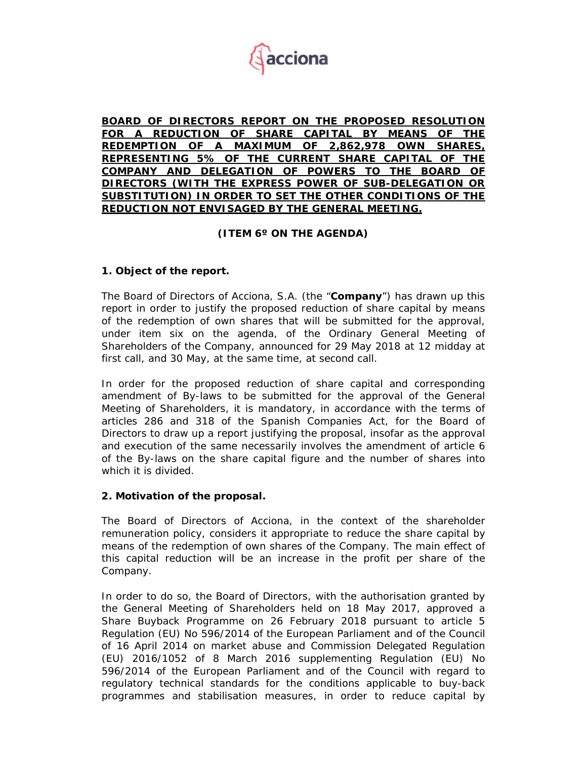**BOARD OF DIRECTORS REPORT ON THE PROPOSED RESOLUTION FOR A REDUCTION OF SHARE CAPITAL BY MEANS OF THE REDEMPTION OF A MAXIMUM OF 2,862,978 OWN SHARES, REPRESENTING 5% OF THE CURRENT SHARE CAPITAL OF THE COMPANY AND DELEGATION OF POWERS TO THE BOARD OF DIRECTORS (WITH THE EXPRESS POWER OF SUB-DELEGATION OR SUBSTITUTION) IN ORDER TO SET THE OTHER CONDITIONS OF THE REDUCTION NOT ENVISAGED BY THE GENERAL MEETING.**

**(ITEM 6º ON THE AGENDA)**

**1. Object of the report.**

The Board of Directors of Acciona, S.A. (the "**Company**") has drawn up this report in order to justify the proposed reduction of share capital by means of the redemption of own shares that will be submitted for the approval, under item six on the agenda, of the Ordinary General Meeting of Shareholders of the Company, announced for 29 May 2018 at 12 midday at first call, and 30 May, at the same time, at second call.

In order for the proposed reduction of share capital and corresponding amendment of By-laws to be submitted for the approval of the General Meeting of Shareholders, it is mandatory, in accordance with the terms of articles 286 and 318 of the Spanish Companies Act, for the Board of Directors to draw up a report justifying the proposal, insofar as the approval and execution of the same necessarily involves the amendment of article 6 of the By-laws on the share capital figure and the number of shares into which it is divided.

**2. Motivation of the proposal.**

The Board of Directors of Acciona, in the context of the shareholder remuneration policy, considers it appropriate to reduce the share capital by means of the redemption of own shares of the Company. The main effect of this capital reduction will be an increase in the profit per share of the Company.

In order to do so, the Board of Directors, with the authorisation granted by the General Meeting of Shareholders held on 18 May 2017, approved a Share Buyback Programme on 26 February 2018 pursuant to article 5 Regulation (EU) No 596/2014 of the European Parliament and of the Council of 16 April 2014 on market abuse and Commission Delegated Regulation (EU) 2016/1052 of 8 March 2016 supplementing Regulation (EU) No 596/2014 of the European Parliament and of the Council with regard to regulatory technical standards for the conditions applicable to buy-back programmes and stabilisation measures, in order to reduce capital by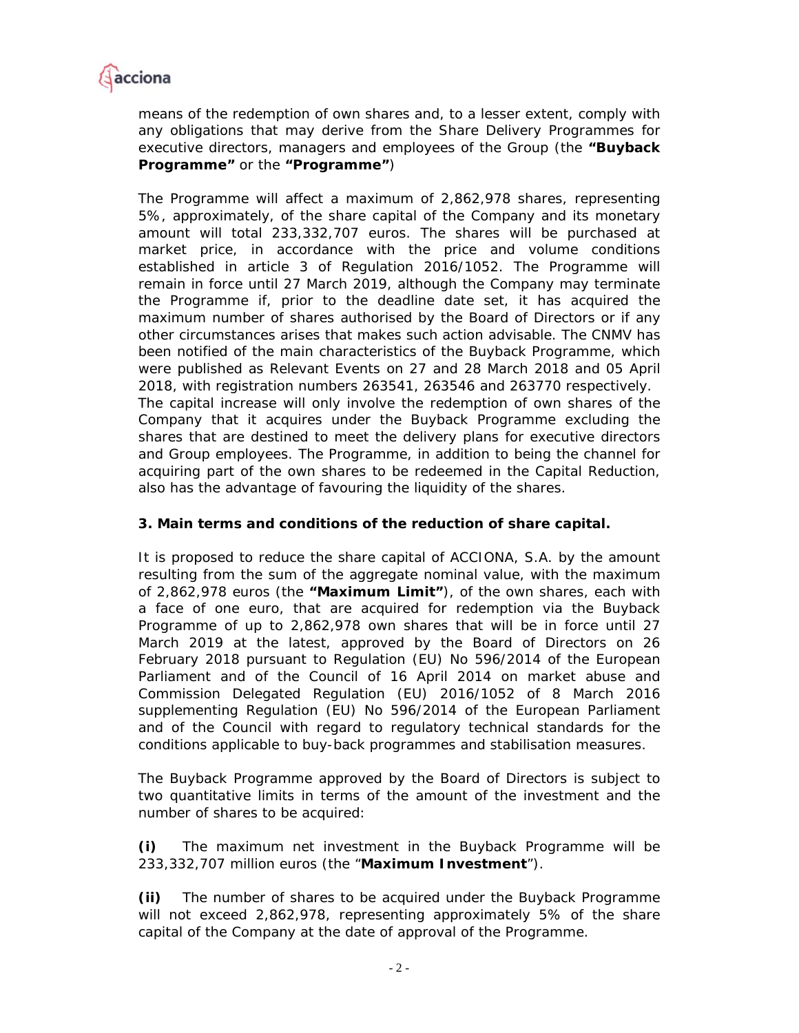means of the redemption of own shares and, to a lesser extent, comply with any obligations that may derive from the Share Delivery Programmes for executive directors, managers and employees of the Group (the **"Buyback Programme"** or the **"Programme"**)

The Programme will affect a maximum of 2,862,978 shares, representing 5%, approximately, of the share capital of the Company and its monetary amount will total 233,332,707 euros. The shares will be purchased at market price, in accordance with the price and volume conditions established in article 3 of Regulation 2016/1052. The Programme will remain in force until 27 March 2019, although the Company may terminate the Programme if, prior to the deadline date set, it has acquired the maximum number of shares authorised by the Board of Directors or if any other circumstances arises that makes such action advisable. The CNMV has been notified of the main characteristics of the Buyback Programme, which were published as Relevant Events on 27 and 28 March 2018 and 05 April 2018, with registration numbers 263541, 263546 and 263770 respectively.
The capital increase will only involve the redemption of own shares of the Company that it acquires under the Buyback Programme excluding the shares that are destined to meet the delivery plans for executive directors and Group employees. The Programme, in addition to being the channel for acquiring part of the own shares to be redeemed in the Capital Reduction, also has the advantage of favouring the liquidity of the shares.

**3. Main terms and conditions of the reduction of share capital.**

It is proposed to reduce the share capital of ACCIONA, S.A. by the amount resulting from the sum of the aggregate nominal value, with the maximum of 2,862,978 euros (the **"Maximum Limit"**), of the own shares, each with a face of one euro, that are acquired for redemption via the Buyback Programme of up to 2,862,978 own shares that will be in force until 27 March 2019 at the latest, approved by the Board of Directors on 26 February 2018 pursuant to Regulation (EU) No 596/2014 of the European Parliament and of the Council of 16 April 2014 on market abuse and Commission Delegated Regulation (EU) 2016/1052 of 8 March 2016 supplementing Regulation (EU) No 596/2014 of the European Parliament and of the Council with regard to regulatory technical standards for the conditions applicable to buy-back programmes and stabilisation measures.

The Buyback Programme approved by the Board of Directors is subject to two quantitative limits in terms of the amount of the investment and the number of shares to be acquired:

**(i)** The maximum net investment in the Buyback Programme will be 233,332,707 million euros (the "**Maximum Investment**").

**(ii)** The number of shares to be acquired under the Buyback Programme will not exceed 2,862,978, representing approximately 5% of the share capital of the Company at the date of approval of the Programme.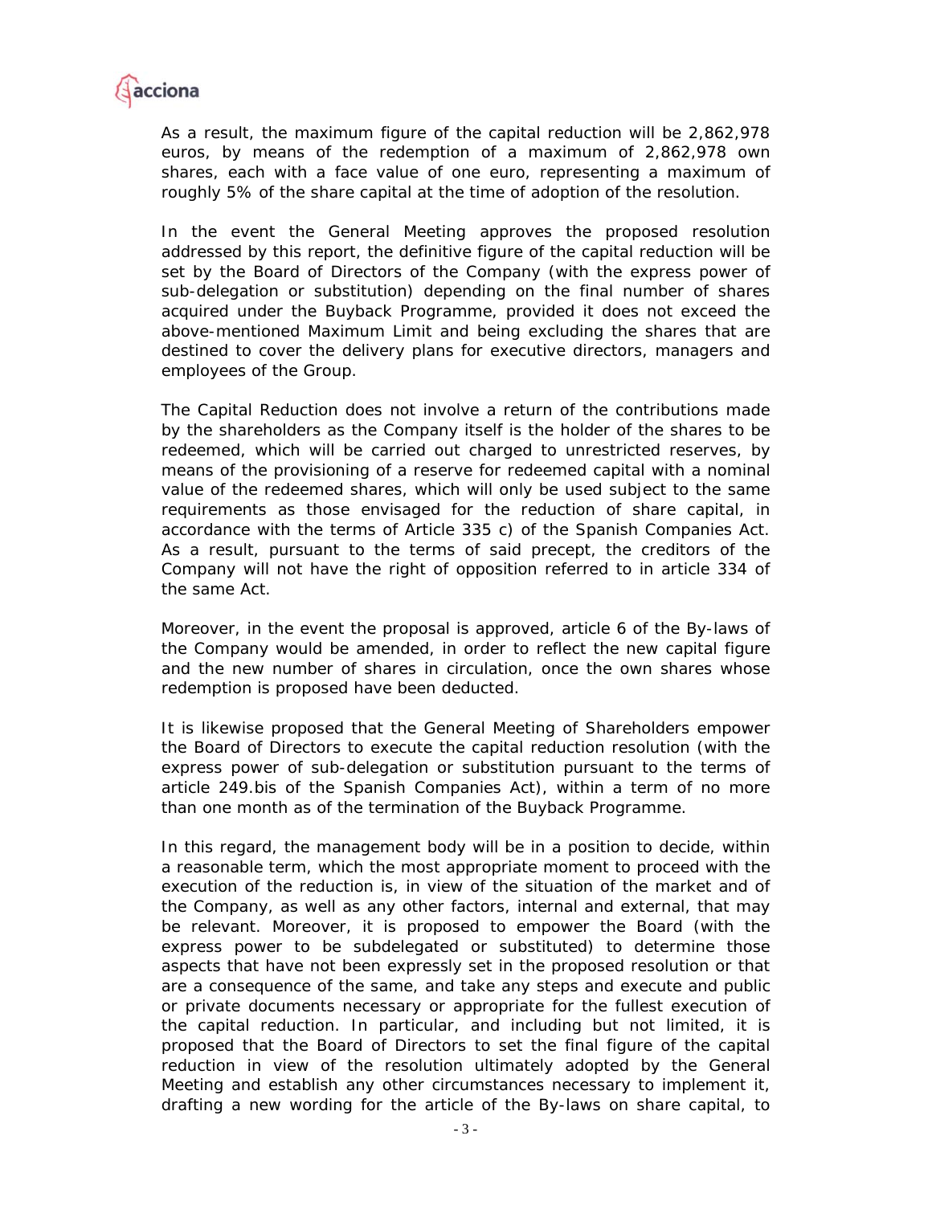As a result, the maximum figure of the capital reduction will be 2,862,978 euros, by means of the redemption of a maximum of 2,862,978 own shares, each with a face value of one euro, representing a maximum of roughly 5% of the share capital at the time of adoption of the resolution.

In the event the General Meeting approves the proposed resolution addressed by this report, the definitive figure of the capital reduction will be set by the Board of Directors of the Company (with the express power of sub-delegation or substitution) depending on the final number of shares acquired under the Buyback Programme, provided it does not exceed the above-mentioned Maximum Limit and being excluding the shares that are destined to cover the delivery plans for executive directors, managers and employees of the Group.

The Capital Reduction does not involve a return of the contributions made by the shareholders as the Company itself is the holder of the shares to be redeemed, which will be carried out charged to unrestricted reserves, by means of the provisioning of a reserve for redeemed capital with a nominal value of the redeemed shares, which will only be used subject to the same requirements as those envisaged for the reduction of share capital, in accordance with the terms of Article 335 c) of the Spanish Companies Act. As a result, pursuant to the terms of said precept, the creditors of the Company will not have the right of opposition referred to in article 334 of the same Act.

Moreover, in the event the proposal is approved, article 6 of the By-laws of the Company would be amended, in order to reflect the new capital figure and the new number of shares in circulation, once the own shares whose redemption is proposed have been deducted.

It is likewise proposed that the General Meeting of Shareholders empower the Board of Directors to execute the capital reduction resolution (with the express power of sub-delegation or substitution pursuant to the terms of article 249.bis of the Spanish Companies Act), within a term of no more than one month as of the termination of the Buyback Programme.

In this regard, the management body will be in a position to decide, within a reasonable term, which the most appropriate moment to proceed with the execution of the reduction is, in view of the situation of the market and of the Company, as well as any other factors, internal and external, that may be relevant. Moreover, it is proposed to empower the Board (with the express power to be subdelegated or substituted) to determine those aspects that have not been expressly set in the proposed resolution or that are a consequence of the same, and take any steps and execute and public or private documents necessary or appropriate for the fullest execution of the capital reduction. In particular, and including but not limited, it is proposed that the Board of Directors to set the final figure of the capital reduction in view of the resolution ultimately adopted by the General Meeting and establish any other circumstances necessary to implement it, drafting a new wording for the article of the By-laws on share capital, to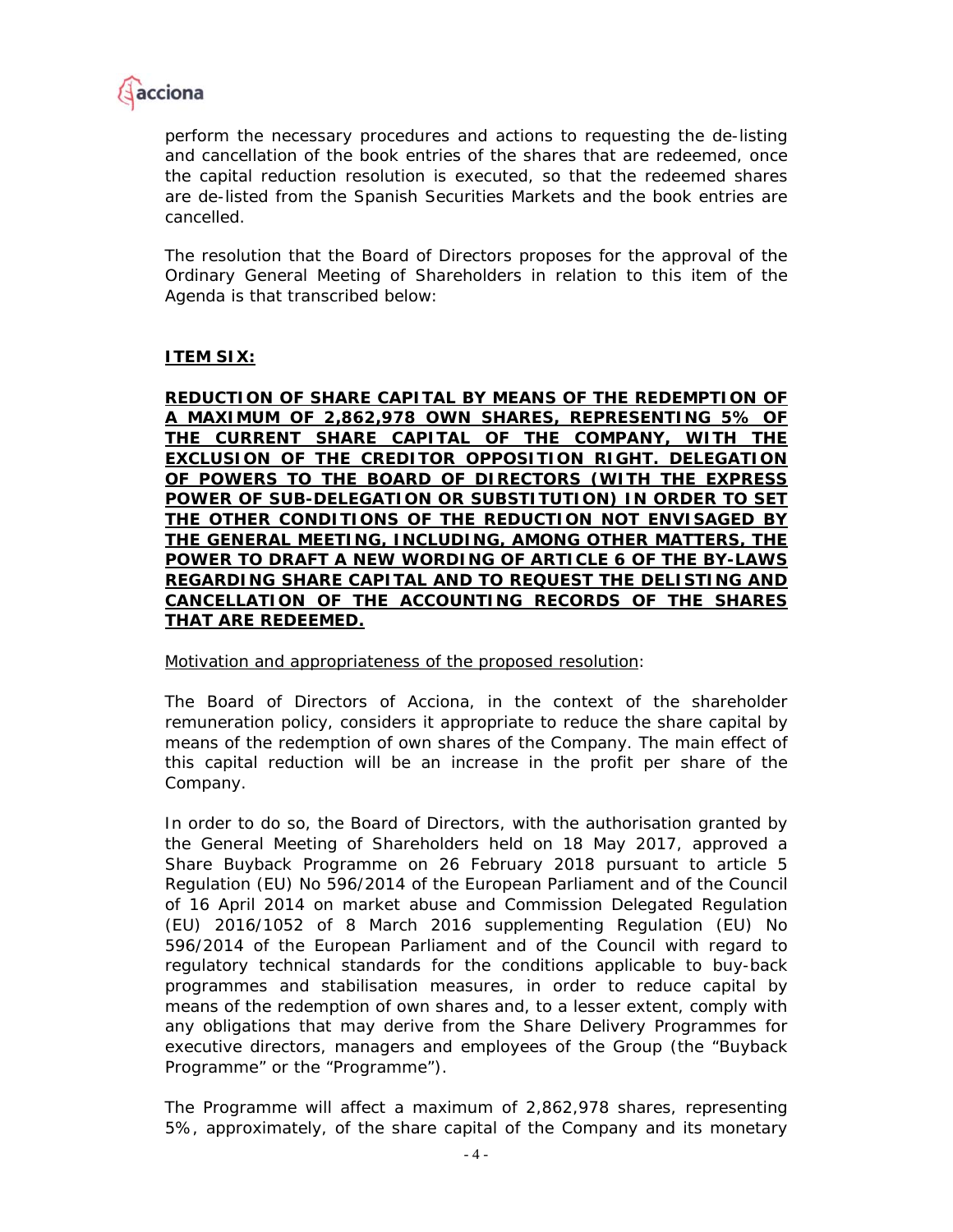perform the necessary procedures and actions to requesting the de-listing and cancellation of the book entries of the shares that are redeemed, once the capital reduction resolution is executed, so that the redeemed shares are de-listed from the Spanish Securities Markets and the book entries are cancelled.

The resolution that the Board of Directors proposes for the approval of the Ordinary General Meeting of Shareholders in relation to this item of the Agenda is that transcribed below:

**ITEM SIX:**

**REDUCTION OF SHARE CAPITAL BY MEANS OF THE REDEMPTION OF A MAXIMUM OF 2,862,978 OWN SHARES, REPRESENTING 5% OF THE CURRENT SHARE CAPITAL OF THE COMPANY, WITH THE EXCLUSION OF THE CREDITOR OPPOSITION RIGHT. DELEGATION OF POWERS TO THE BOARD OF DIRECTORS (WITH THE EXPRESS POWER OF SUB-DELEGATION OR SUBSTITUTION) IN ORDER TO SET THE OTHER CONDITIONS OF THE REDUCTION NOT ENVISAGED BY THE GENERAL MEETING, INCLUDING, AMONG OTHER MATTERS, THE POWER TO DRAFT A NEW WORDING OF ARTICLE 6 OF THE BY-LAWS REGARDING SHARE CAPITAL AND TO REQUEST THE DELISTING AND CANCELLATION OF THE ACCOUNTING RECORDS OF THE SHARES THAT ARE REDEEMED.**

Motivation and appropriateness of the proposed resolution:

The Board of Directors of Acciona, in the context of the shareholder remuneration policy, considers it appropriate to reduce the share capital by means of the redemption of own shares of the Company. The main effect of this capital reduction will be an increase in the profit per share of the Company.

In order to do so, the Board of Directors, with the authorisation granted by the General Meeting of Shareholders held on 18 May 2017, approved a Share Buyback Programme on 26 February 2018 pursuant to article 5 Regulation (EU) No 596/2014 of the European Parliament and of the Council of 16 April 2014 on market abuse and Commission Delegated Regulation (EU) 2016/1052 of 8 March 2016 supplementing Regulation (EU) No 596/2014 of the European Parliament and of the Council with regard to regulatory technical standards for the conditions applicable to buy-back programmes and stabilisation measures, in order to reduce capital by means of the redemption of own shares and, to a lesser extent, comply with any obligations that may derive from the Share Delivery Programmes for executive directors, managers and employees of the Group (the "Buyback Programme" or the "Programme").

The Programme will affect a maximum of 2,862,978 shares, representing 5%, approximately, of the share capital of the Company and its monetary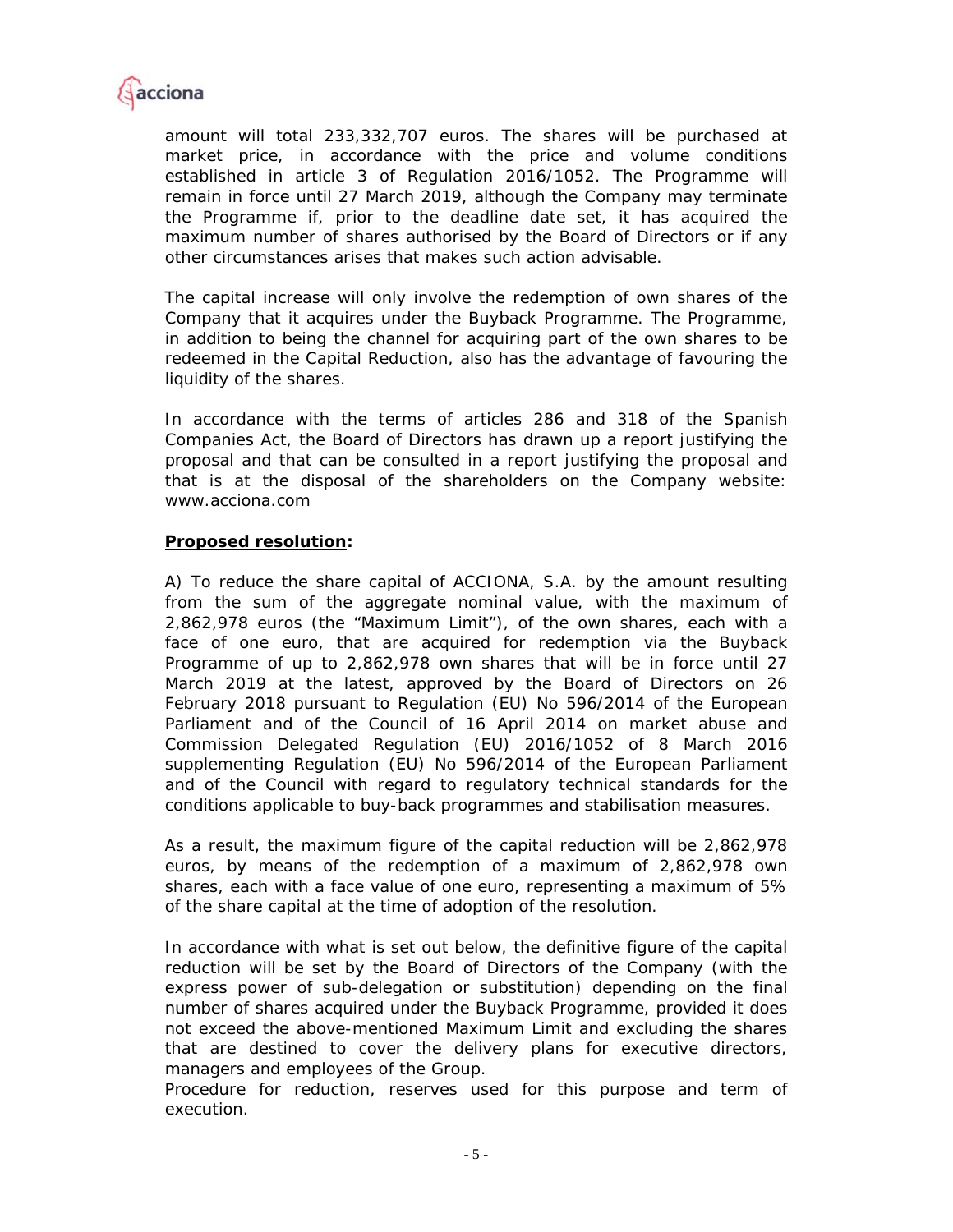amount will total 233,332,707 euros. The shares will be purchased at market price, in accordance with the price and volume conditions established in article 3 of Regulation 2016/1052. The Programme will remain in force until 27 March 2019, although the Company may terminate the Programme if, prior to the deadline date set, it has acquired the maximum number of shares authorised by the Board of Directors or if any other circumstances arises that makes such action advisable.

The capital increase will only involve the redemption of own shares of the Company that it acquires under the Buyback Programme. The Programme, in addition to being the channel for acquiring part of the own shares to be redeemed in the Capital Reduction, also has the advantage of favouring the liquidity of the shares.

In accordance with the terms of articles 286 and 318 of the Spanish Companies Act, the Board of Directors has drawn up a report justifying the proposal and that can be consulted in a report justifying the proposal and that is at the disposal of the shareholders on the Company website: www.acciona.com

**Proposed resolution:**

A) To reduce the share capital of ACCIONA, S.A. by the amount resulting from the sum of the aggregate nominal value, with the maximum of 2,862,978 euros (the "Maximum Limit"), of the own shares, each with a face of one euro, that are acquired for redemption via the Buyback Programme of up to 2,862,978 own shares that will be in force until 27 March 2019 at the latest, approved by the Board of Directors on 26 February 2018 pursuant to Regulation (EU) No 596/2014 of the European Parliament and of the Council of 16 April 2014 on market abuse and Commission Delegated Regulation (EU) 2016/1052 of 8 March 2016 supplementing Regulation (EU) No 596/2014 of the European Parliament and of the Council with regard to regulatory technical standards for the conditions applicable to buy-back programmes and stabilisation measures.

As a result, the maximum figure of the capital reduction will be 2,862,978 euros, by means of the redemption of a maximum of 2,862,978 own shares, each with a face value of one euro, representing a maximum of 5% of the share capital at the time of adoption of the resolution.

In accordance with what is set out below, the definitive figure of the capital reduction will be set by the Board of Directors of the Company (with the express power of sub-delegation or substitution) depending on the final number of shares acquired under the Buyback Programme, provided it does not exceed the above-mentioned Maximum Limit and excluding the shares that are destined to cover the delivery plans for executive directors, managers and employees of the Group.
Procedure for reduction, reserves used for this purpose and term of execution.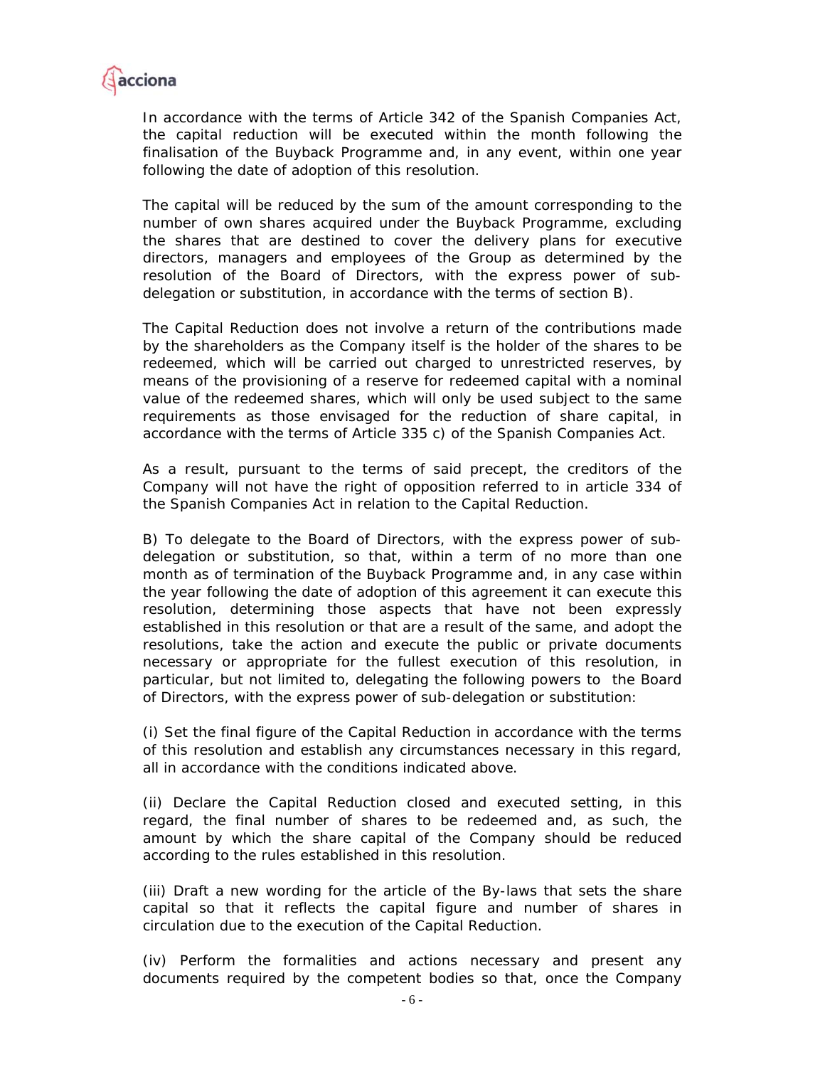In accordance with the terms of Article 342 of the Spanish Companies Act, the capital reduction will be executed within the month following the finalisation of the Buyback Programme and, in any event, within one year following the date of adoption of this resolution.

The capital will be reduced by the sum of the amount corresponding to the number of own shares acquired under the Buyback Programme, excluding the shares that are destined to cover the delivery plans for executive directors, managers and employees of the Group as determined by the resolution of the Board of Directors, with the express power of sub-delegation or substitution, in accordance with the terms of section B).

The Capital Reduction does not involve a return of the contributions made by the shareholders as the Company itself is the holder of the shares to be redeemed, which will be carried out charged to unrestricted reserves, by means of the provisioning of a reserve for redeemed capital with a nominal value of the redeemed shares, which will only be used subject to the same requirements as those envisaged for the reduction of share capital, in accordance with the terms of Article 335 c) of the Spanish Companies Act.

As a result, pursuant to the terms of said precept, the creditors of the Company will not have the right of opposition referred to in article 334 of the Spanish Companies Act in relation to the Capital Reduction.

B) To delegate to the Board of Directors, with the express power of sub-delegation or substitution, so that, within a term of no more than one month as of termination of the Buyback Programme and, in any case within the year following the date of adoption of this agreement it can execute this resolution, determining those aspects that have not been expressly established in this resolution or that are a result of the same, and adopt the resolutions, take the action and execute the public or private documents necessary or appropriate for the fullest execution of this resolution, in particular, but not limited to, delegating the following powers to the Board of Directors, with the express power of sub-delegation or substitution:

(i) Set the final figure of the Capital Reduction in accordance with the terms of this resolution and establish any circumstances necessary in this regard, all in accordance with the conditions indicated above.

(ii) Declare the Capital Reduction closed and executed setting, in this regard, the final number of shares to be redeemed and, as such, the amount by which the share capital of the Company should be reduced according to the rules established in this resolution.

(iii) Draft a new wording for the article of the By-laws that sets the share capital so that it reflects the capital figure and number of shares in circulation due to the execution of the Capital Reduction.

(iv) Perform the formalities and actions necessary and present any documents required by the competent bodies so that, once the Company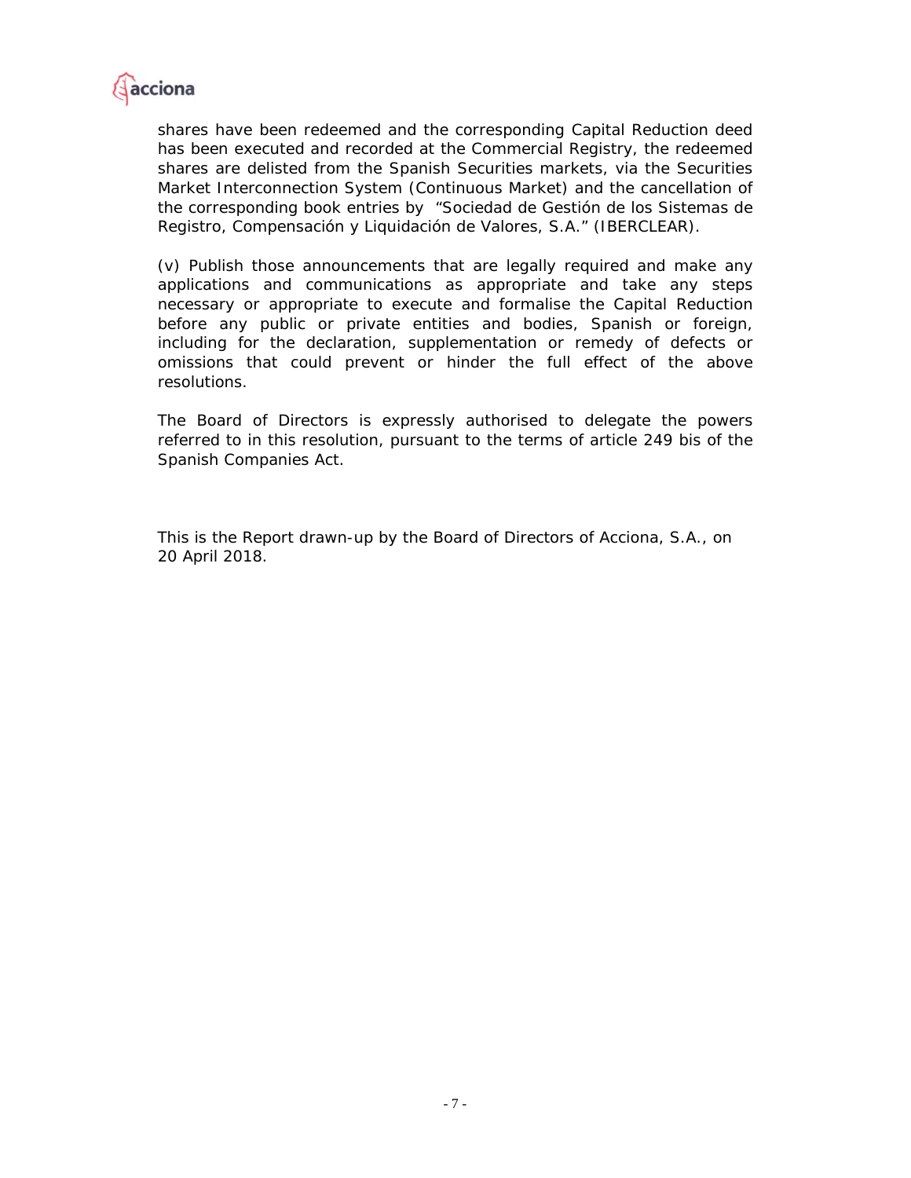shares have been redeemed and the corresponding Capital Reduction deed has been executed and recorded at the Commercial Registry, the redeemed shares are delisted from the Spanish Securities markets, via the Securities Market Interconnection System (Continuous Market) and the cancellation of the corresponding book entries by "Sociedad de Gestión de los Sistemas de Registro, Compensación y Liquidación de Valores, S.A." (IBERCLEAR).

(v) Publish those announcements that are legally required and make any applications and communications as appropriate and take any steps necessary or appropriate to execute and formalise the Capital Reduction before any public or private entities and bodies, Spanish or foreign, including for the declaration, supplementation or remedy of defects or omissions that could prevent or hinder the full effect of the above resolutions.

The Board of Directors is expressly authorised to delegate the powers referred to in this resolution, pursuant to the terms of article 249 bis of the Spanish Companies Act.

This is the Report drawn-up by the Board of Directors of Acciona, S.A., on 20 April 2018.